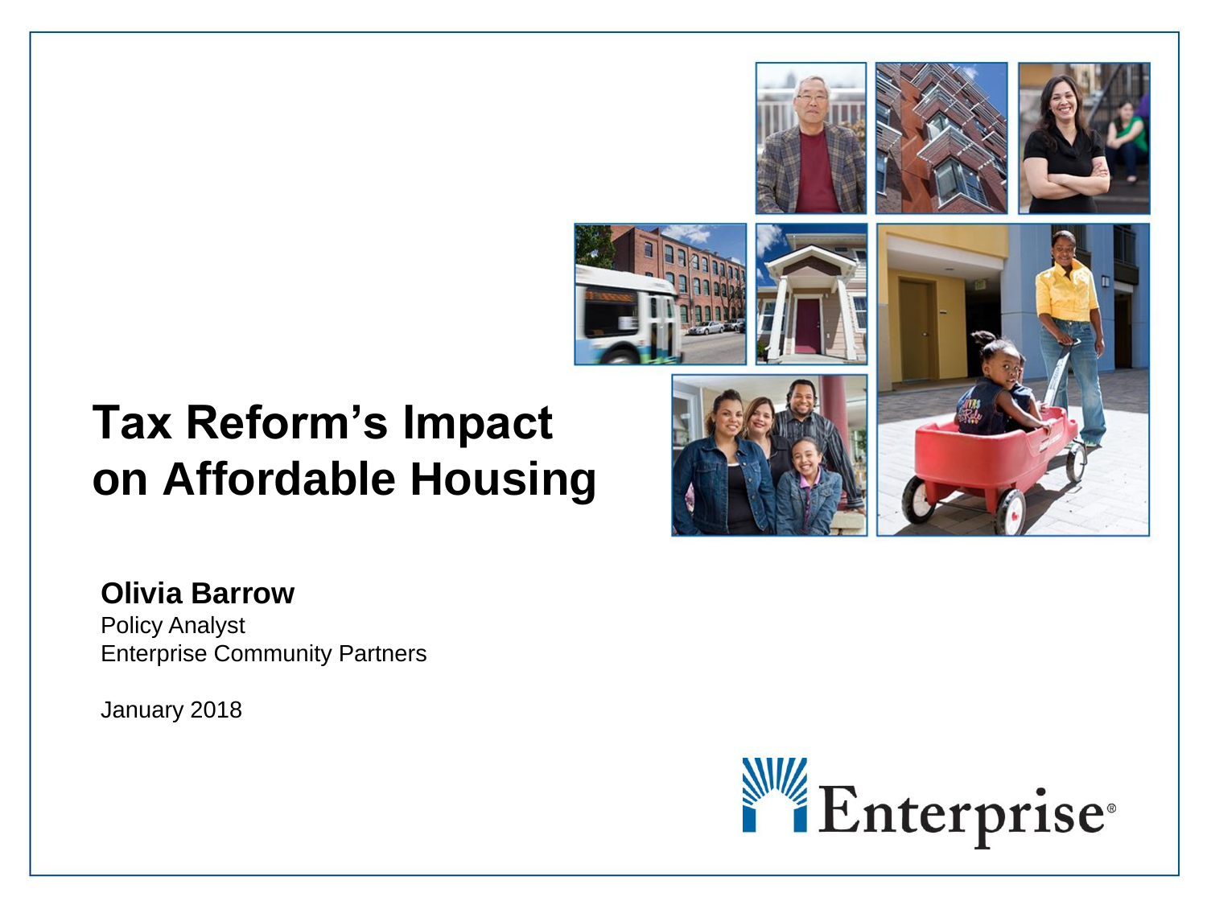# Tax Reform's Impact on Affordable Housing

**Olivia Barrow**
Policy Analyst
Enterprise Community Partners

January 2018

Enterprise®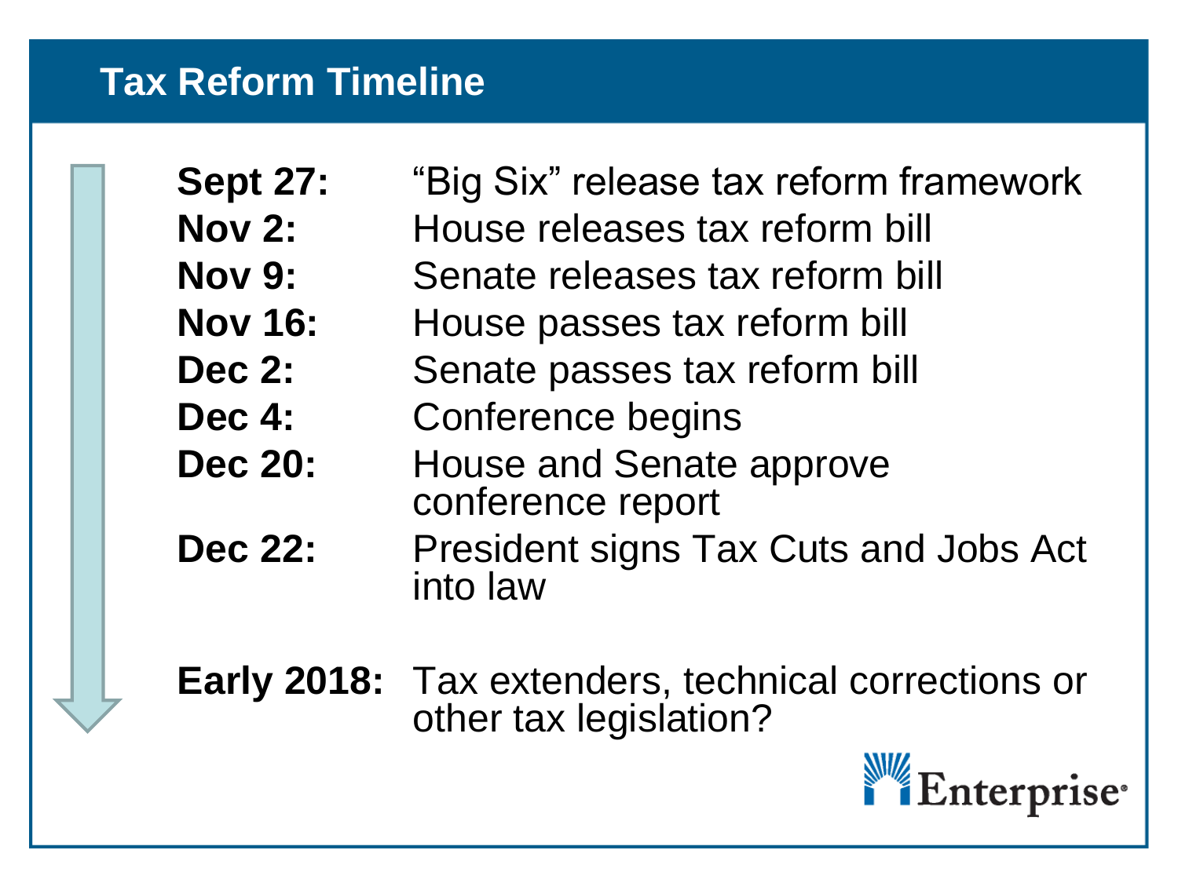# Tax Reform Timeline

| | |
|---|---|
| **Sept 27:** | "Big Six" release tax reform framework |
| **Nov 2:** | House releases tax reform bill |
| **Nov 9:** | Senate releases tax reform bill |
| **Nov 16:** | House passes tax reform bill |
| **Dec 2:** | Senate passes tax reform bill |
| **Dec 4:** | Conference begins |
| **Dec 20:** | House and Senate approve conference report |
| **Dec 22:** | President signs Tax Cuts and Jobs Act into law |
| **Early 2018:** | Tax extenders, technical corrections or other tax legislation? |

Enterprise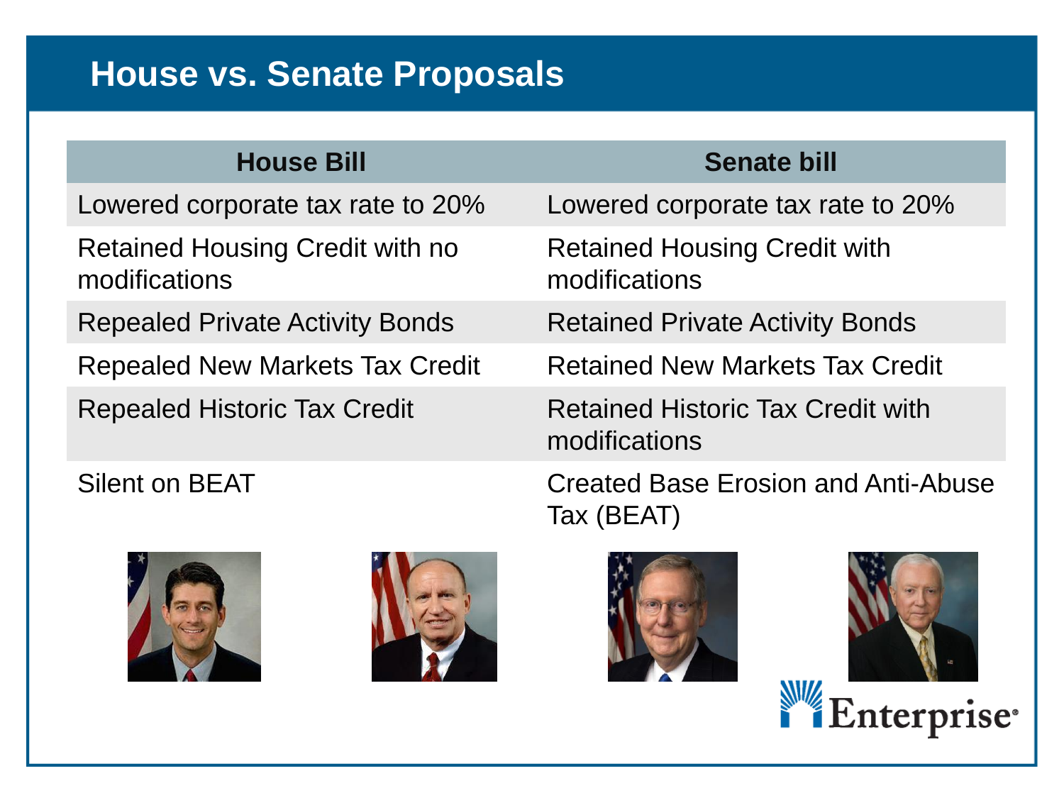# House vs. Senate Proposals

| House Bill | Senate bill |
| --- | --- |
| Lowered corporate tax rate to 20% | Lowered corporate tax rate to 20% |
| Retained Housing Credit with no modifications | Retained Housing Credit with modifications |
| Repealed Private Activity Bonds | Retained Private Activity Bonds |
| Repealed New Markets Tax Credit | Retained New Markets Tax Credit |
| Repealed Historic Tax Credit | Retained Historic Tax Credit with modifications |
| Silent on BEAT | Created Base Erosion and Anti-Abuse Tax (BEAT) |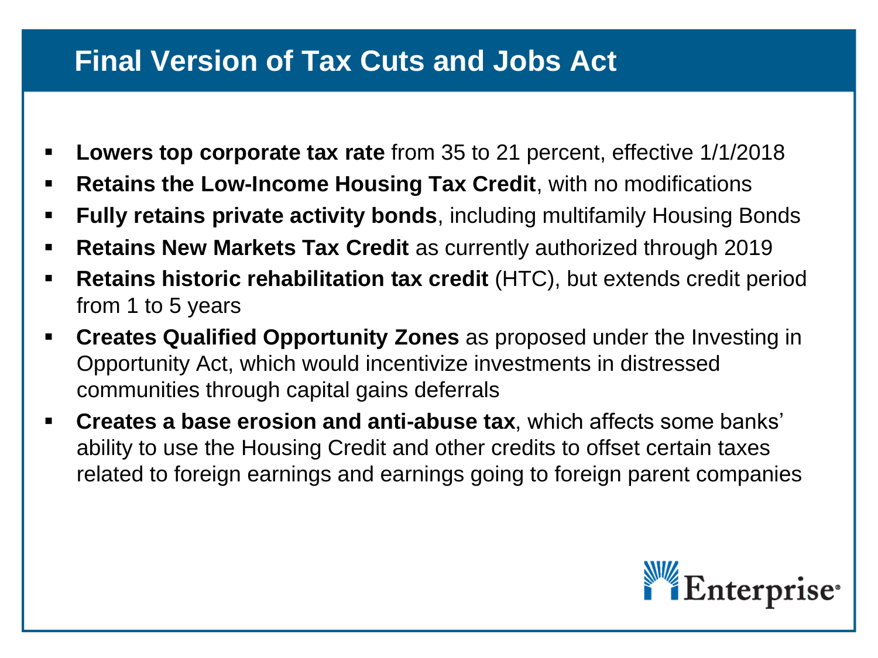# Final Version of Tax Cuts and Jobs Act

- **Lowers top corporate tax rate** from 35 to 21 percent, effective 1/1/2018
- **Retains the Low-Income Housing Tax Credit**, with no modifications
- **Fully retains private activity bonds**, including multifamily Housing Bonds
- **Retains New Markets Tax Credit** as currently authorized through 2019
- **Retains historic rehabilitation tax credit** (HTC), but extends credit period from 1 to 5 years
- **Creates Qualified Opportunity Zones** as proposed under the Investing in Opportunity Act, which would incentivize investments in distressed communities through capital gains deferrals
- **Creates a base erosion and anti-abuse tax**, which affects some banks' ability to use the Housing Credit and other credits to offset certain taxes related to foreign earnings and earnings going to foreign parent companies

Enterprise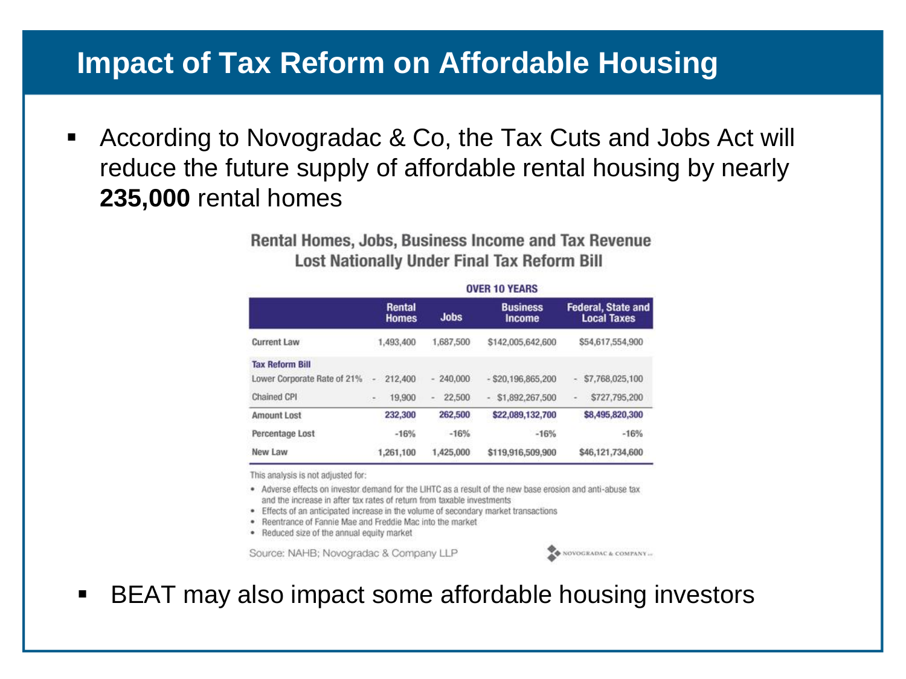# Impact of Tax Reform on Affordable Housing

- According to Novogradac & Co, the Tax Cuts and Jobs Act will reduce the future supply of affordable rental housing by nearly **235,000** rental homes

**Rental Homes, Jobs, Business Income and Tax Revenue Lost Nationally Under Final Tax Reform Bill**

| | OVER 10 YEARS | | | |
|---|---|---|---|---|
| | **Rental Homes** | **Jobs** | **Business Income** | **Federal, State and Local Taxes** |
| Current Law | 1,493,400 | 1,687,500 | $142,005,642,600 | $54,617,554,900 |
| **Tax Reform Bill** | | | | |
| Lower Corporate Rate of 21% | - 212,400 | - 240,000 | - $20,196,865,200 | - $7,768,025,100 |
| Chained CPI | - 19,900 | - 22,500 | - $1,892,267,500 | - $727,795,200 |
| Amount Lost | **232,300** | **262,500** | **$22,089,132,700** | **$8,495,820,300** |
| Percentage Lost | -16% | -16% | -16% | -16% |
| New Law | 1,261,100 | 1,425,000 | $119,916,509,900 | $46,121,734,600 |

This analysis is not adjusted for:

- Adverse effects on investor demand for the LIHTC as a result of the new base erosion and anti-abuse tax and the increase in after tax rates of return from taxable investments
- Effects of an anticipated increase in the volume of secondary market transactions
- Reentrance of Fannie Mae and Freddie Mac into the market
- Reduced size of the annual equity market

Source: NAHB; Novogradac & Company LLP

NOVOGRADAC & COMPANY LLP

- BEAT may also impact some affordable housing investors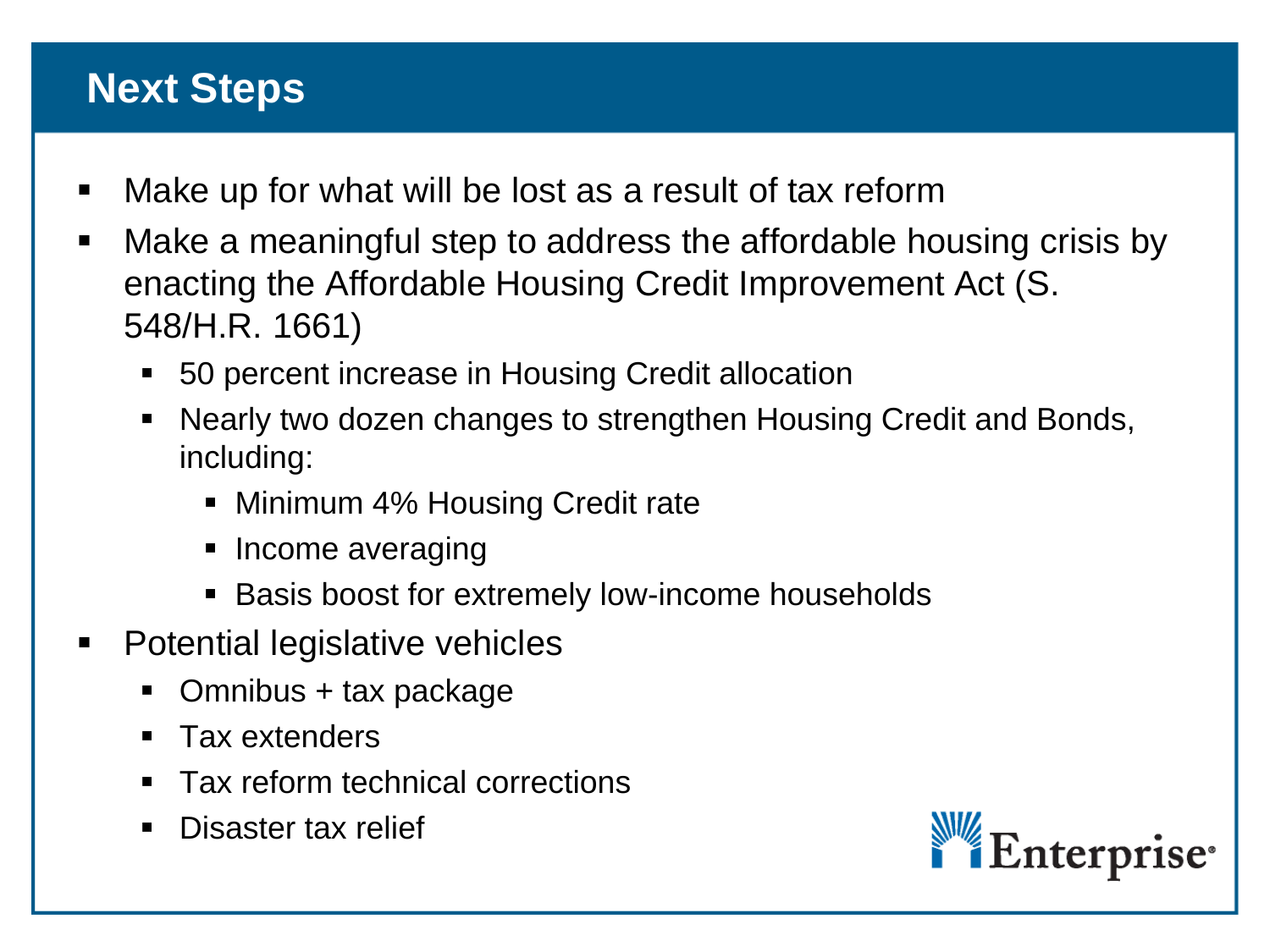## Next Steps

- Make up for what will be lost as a result of tax reform
- Make a meaningful step to address the affordable housing crisis by enacting the Affordable Housing Credit Improvement Act (S. 548/H.R. 1661)
  - 50 percent increase in Housing Credit allocation
  - Nearly two dozen changes to strengthen Housing Credit and Bonds, including:
    - Minimum 4% Housing Credit rate
    - Income averaging
    - Basis boost for extremely low-income households
- Potential legislative vehicles
  - Omnibus + tax package
  - Tax extenders
  - Tax reform technical corrections
  - Disaster tax relief

Enterprise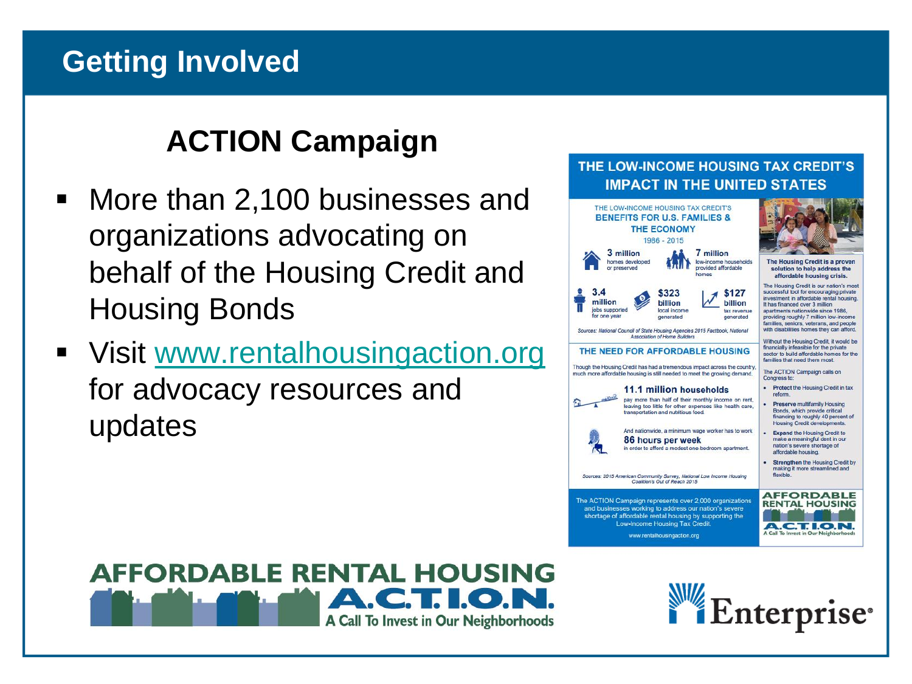# Getting Involved

## ACTION Campaign

- More than 2,100 businesses and organizations advocating on behalf of the Housing Credit and Housing Bonds
- Visit www.rentalhousingaction.org for advocacy resources and updates

### THE LOW-INCOME HOUSING TAX CREDIT'S IMPACT IN THE UNITED STATES

**THE LOW-INCOME HOUSING TAX CREDIT'S BENEFITS FOR U.S. FAMILIES & THE ECONOMY**

1986 - 2015

- **3 million** homes developed or preserved
- **7 million** low-income households provided affordable homes
- **3.4 million** jobs supported for one year
- **$323 billion** local income generated
- **$127 billion** tax revenue generated

*Sources: National Council of State Housing Agencies 2015 Factbook, National Association of Home Builders*

**THE NEED FOR AFFORDABLE HOUSING**

Though the Housing Credit has had a tremendous impact across the country, much more affordable housing is still needed to meet the growing demand.

**11.1 million households** pay more than half of their monthly income on rent, leaving too little for other expenses like health care, transportation and nutritious food.

And nationwide, a minimum wage worker has to work **86 hours per week** in order to afford a modest one-bedroom apartment.

*Sources: 2015 American Community Survey, National Low Income Housing Coalition's Out of Reach 2015*

**The Housing Credit is a proven solution to help address the affordable housing crisis.**

The Housing Credit is our nation's most successful tool for encouraging private investment in affordable rental housing. It has financed over 3 million apartments nationwide since 1986, providing roughly 7 million low-income families, seniors, veterans, and people with disabilities homes they can afford.

Without the Housing Credit, it would be financially infeasible for the private sector to build affordable homes for the families that need them most.

The ACTION Campaign calls on Congress to:

- **Protect** the Housing Credit in tax reform.
- **Preserve** multifamily Housing Bonds, which provide critical financing to roughly 40 percent of Housing Credit developments.
- **Expand** the Housing Credit to make a meaningful dent in our nation's severe shortage of affordable housing.
- **Strengthen** the Housing Credit by making it more streamlined and flexible.

The ACTION Campaign represents over 2,000 organizations and businesses working to address our nation's severe shortage of affordable rental housing by supporting the Low-Income Housing Tax Credit.

www.rentalhousingaction.org

AFFORDABLE RENTAL HOUSING A.C.T.I.O.N. A Call To Invest in Our Neighborhoods

Enterprise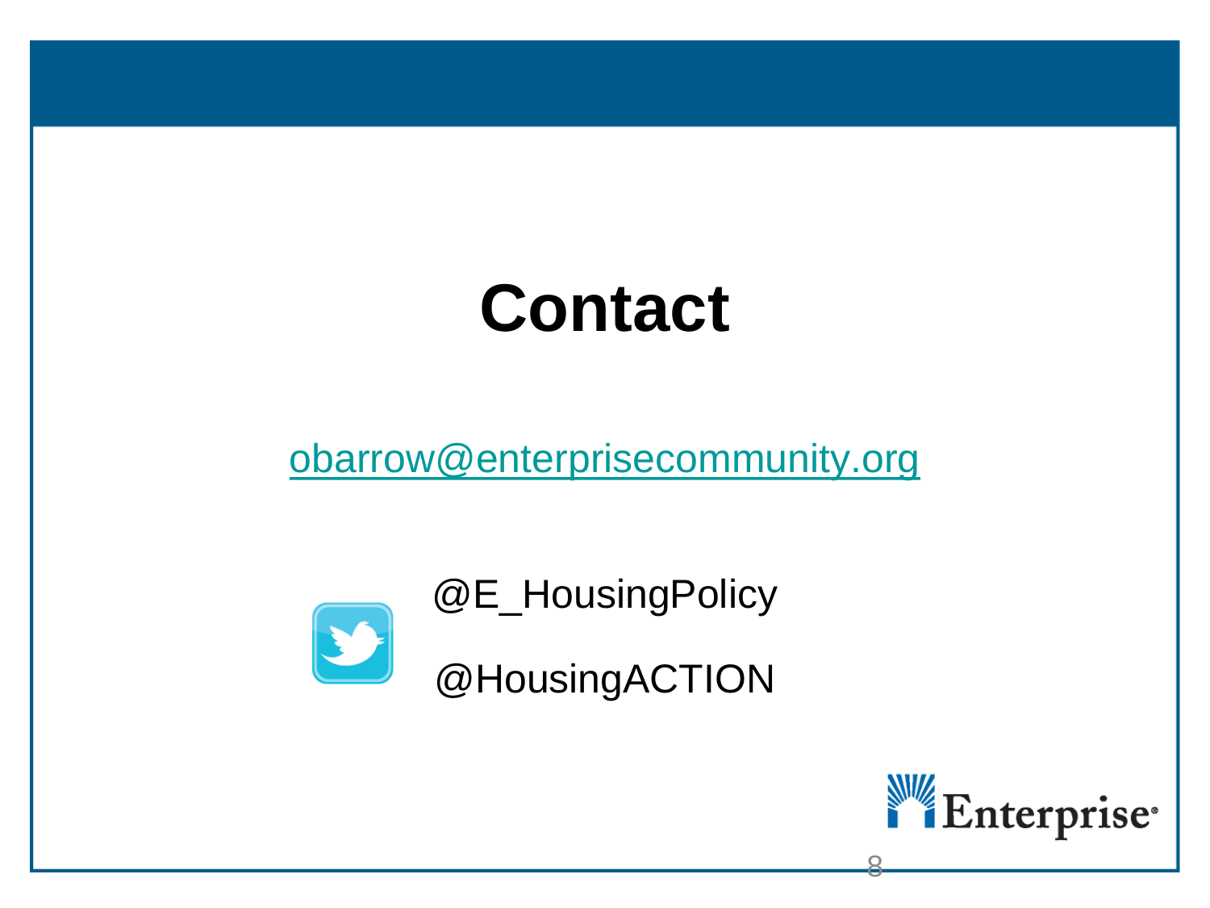# Contact

obarrow@enterprisecommunity.org

@E_HousingPolicy

@HousingACTION